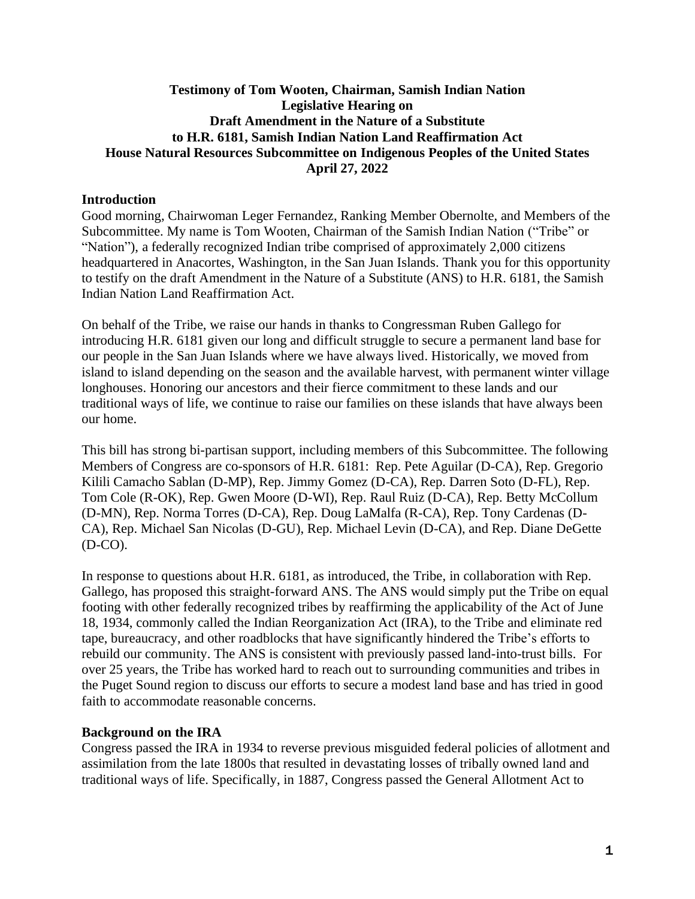**Testimony of Tom Wooten, Chairman, Samish Indian Nation**
**Legislative Hearing on**
**Draft Amendment in the Nature of a Substitute**
**to H.R. 6181, Samish Indian Nation Land Reaffirmation Act**
**House Natural Resources Subcommittee on Indigenous Peoples of the United States**
**April 27, 2022**

## Introduction

Good morning, Chairwoman Leger Fernandez, Ranking Member Obernolte, and Members of the Subcommittee. My name is Tom Wooten, Chairman of the Samish Indian Nation ("Tribe" or "Nation"), a federally recognized Indian tribe comprised of approximately 2,000 citizens headquartered in Anacortes, Washington, in the San Juan Islands. Thank you for this opportunity to testify on the draft Amendment in the Nature of a Substitute (ANS) to H.R. 6181, the Samish Indian Nation Land Reaffirmation Act.

On behalf of the Tribe, we raise our hands in thanks to Congressman Ruben Gallego for introducing H.R. 6181 given our long and difficult struggle to secure a permanent land base for our people in the San Juan Islands where we have always lived. Historically, we moved from island to island depending on the season and the available harvest, with permanent winter village longhouses. Honoring our ancestors and their fierce commitment to these lands and our traditional ways of life, we continue to raise our families on these islands that have always been our home.

This bill has strong bi-partisan support, including members of this Subcommittee. The following Members of Congress are co-sponsors of H.R. 6181: Rep. Pete Aguilar (D-CA), Rep. Gregorio Kilili Camacho Sablan (D-MP), Rep. Jimmy Gomez (D-CA), Rep. Darren Soto (D-FL), Rep. Tom Cole (R-OK), Rep. Gwen Moore (D-WI), Rep. Raul Ruiz (D-CA), Rep. Betty McCollum (D-MN), Rep. Norma Torres (D-CA), Rep. Doug LaMalfa (R-CA), Rep. Tony Cardenas (D-CA), Rep. Michael San Nicolas (D-GU), Rep. Michael Levin (D-CA), and Rep. Diane DeGette (D-CO).

In response to questions about H.R. 6181, as introduced, the Tribe, in collaboration with Rep. Gallego, has proposed this straight-forward ANS. The ANS would simply put the Tribe on equal footing with other federally recognized tribes by reaffirming the applicability of the Act of June 18, 1934, commonly called the Indian Reorganization Act (IRA), to the Tribe and eliminate red tape, bureaucracy, and other roadblocks that have significantly hindered the Tribe's efforts to rebuild our community. The ANS is consistent with previously passed land-into-trust bills. For over 25 years, the Tribe has worked hard to reach out to surrounding communities and tribes in the Puget Sound region to discuss our efforts to secure a modest land base and has tried in good faith to accommodate reasonable concerns.

## Background on the IRA

Congress passed the IRA in 1934 to reverse previous misguided federal policies of allotment and assimilation from the late 1800s that resulted in devastating losses of tribally owned land and traditional ways of life. Specifically, in 1887, Congress passed the General Allotment Act to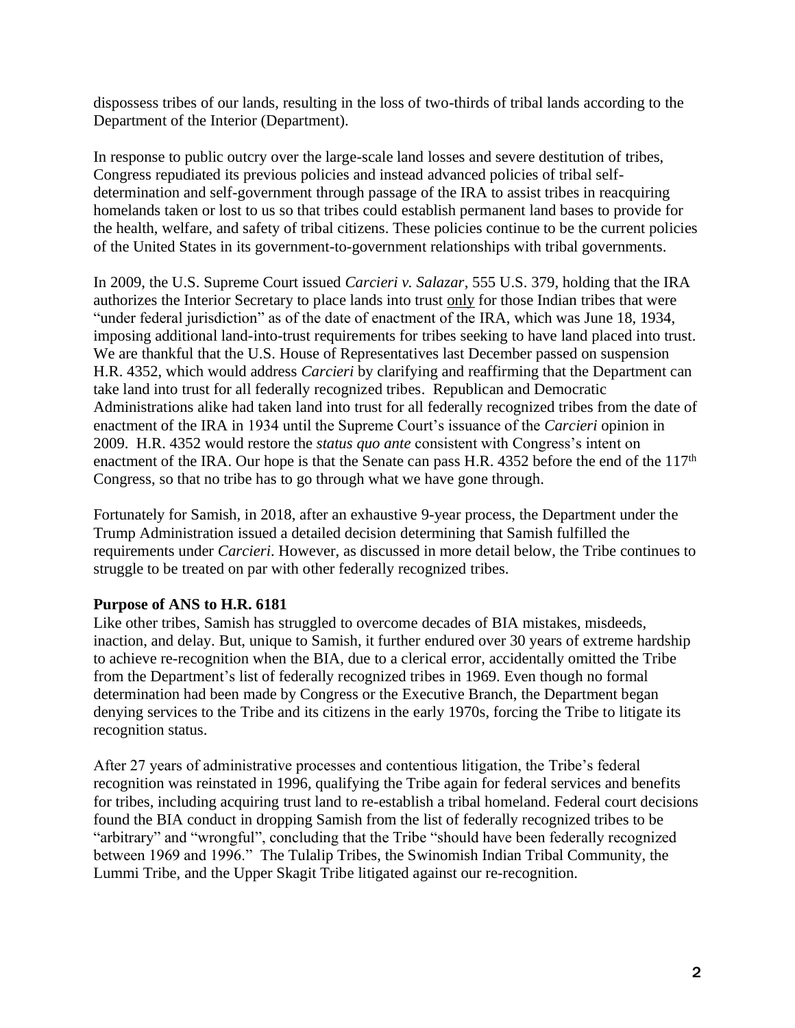dispossess tribes of our lands, resulting in the loss of two-thirds of tribal lands according to the Department of the Interior (Department).

In response to public outcry over the large-scale land losses and severe destitution of tribes, Congress repudiated its previous policies and instead advanced policies of tribal self-determination and self-government through passage of the IRA to assist tribes in reacquiring homelands taken or lost to us so that tribes could establish permanent land bases to provide for the health, welfare, and safety of tribal citizens. These policies continue to be the current policies of the United States in its government-to-government relationships with tribal governments.

In 2009, the U.S. Supreme Court issued *Carcieri v. Salazar*, 555 U.S. 379, holding that the IRA authorizes the Interior Secretary to place lands into trust only for those Indian tribes that were "under federal jurisdiction" as of the date of enactment of the IRA, which was June 18, 1934, imposing additional land-into-trust requirements for tribes seeking to have land placed into trust. We are thankful that the U.S. House of Representatives last December passed on suspension H.R. 4352, which would address *Carcieri* by clarifying and reaffirming that the Department can take land into trust for all federally recognized tribes. Republican and Democratic Administrations alike had taken land into trust for all federally recognized tribes from the date of enactment of the IRA in 1934 until the Supreme Court's issuance of the *Carcieri* opinion in 2009. H.R. 4352 would restore the *status quo ante* consistent with Congress's intent on enactment of the IRA. Our hope is that the Senate can pass H.R. 4352 before the end of the 117th Congress, so that no tribe has to go through what we have gone through.

Fortunately for Samish, in 2018, after an exhaustive 9-year process, the Department under the Trump Administration issued a detailed decision determining that Samish fulfilled the requirements under *Carcieri*. However, as discussed in more detail below, the Tribe continues to struggle to be treated on par with other federally recognized tribes.

**Purpose of ANS to H.R. 6181**

Like other tribes, Samish has struggled to overcome decades of BIA mistakes, misdeeds, inaction, and delay. But, unique to Samish, it further endured over 30 years of extreme hardship to achieve re-recognition when the BIA, due to a clerical error, accidentally omitted the Tribe from the Department's list of federally recognized tribes in 1969. Even though no formal determination had been made by Congress or the Executive Branch, the Department began denying services to the Tribe and its citizens in the early 1970s, forcing the Tribe to litigate its recognition status.

After 27 years of administrative processes and contentious litigation, the Tribe's federal recognition was reinstated in 1996, qualifying the Tribe again for federal services and benefits for tribes, including acquiring trust land to re-establish a tribal homeland. Federal court decisions found the BIA conduct in dropping Samish from the list of federally recognized tribes to be "arbitrary" and "wrongful", concluding that the Tribe "should have been federally recognized between 1969 and 1996." The Tulalip Tribes, the Swinomish Indian Tribal Community, the Lummi Tribe, and the Upper Skagit Tribe litigated against our re-recognition.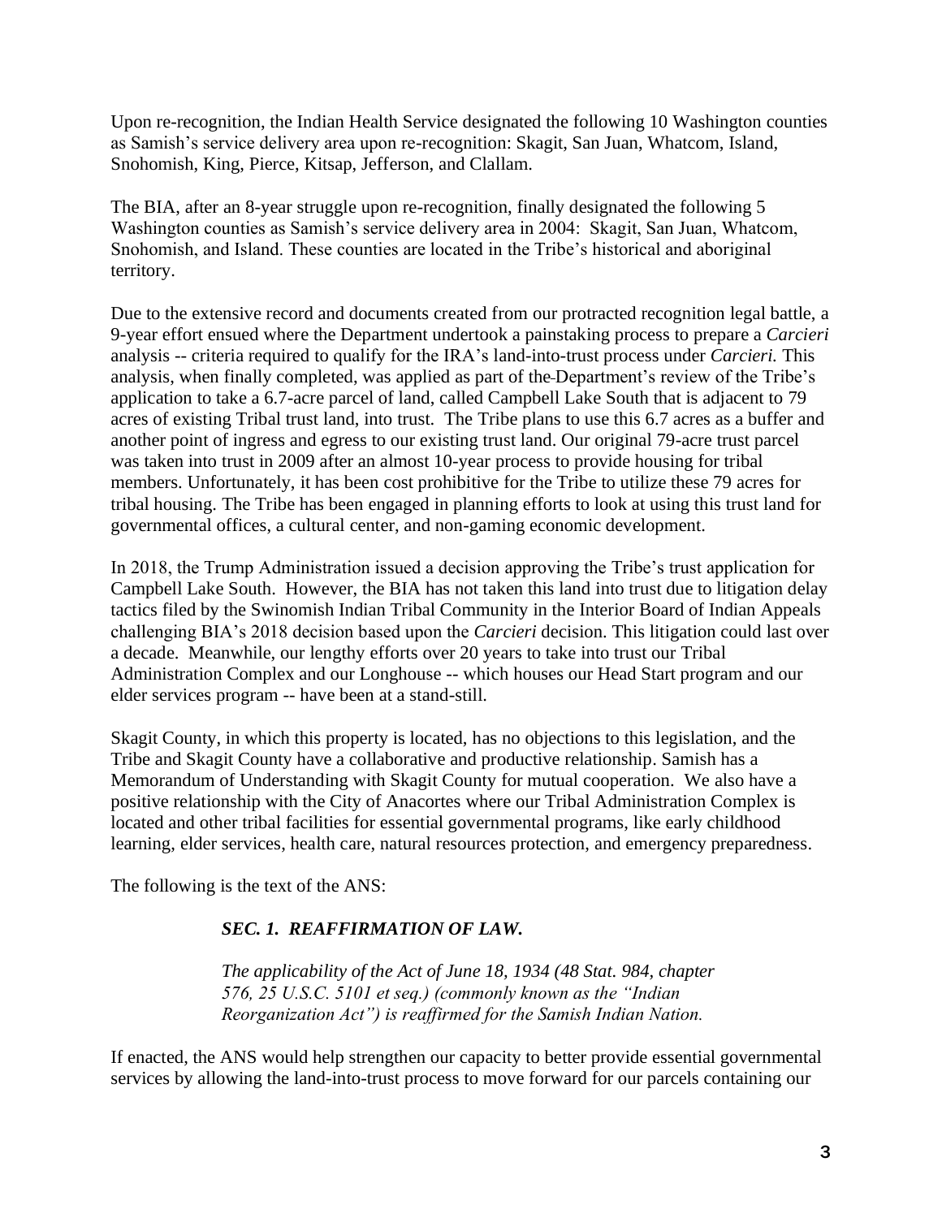Upon re-recognition, the Indian Health Service designated the following 10 Washington counties as Samish's service delivery area upon re-recognition: Skagit, San Juan, Whatcom, Island, Snohomish, King, Pierce, Kitsap, Jefferson, and Clallam.

The BIA, after an 8-year struggle upon re-recognition, finally designated the following 5 Washington counties as Samish's service delivery area in 2004: Skagit, San Juan, Whatcom, Snohomish, and Island. These counties are located in the Tribe's historical and aboriginal territory.

Due to the extensive record and documents created from our protracted recognition legal battle, a 9-year effort ensued where the Department undertook a painstaking process to prepare a *Carcieri* analysis -- criteria required to qualify for the IRA's land-into-trust process under *Carcieri.* This analysis, when finally completed, was applied as part of the Department's review of the Tribe's application to take a 6.7-acre parcel of land, called Campbell Lake South that is adjacent to 79 acres of existing Tribal trust land, into trust. The Tribe plans to use this 6.7 acres as a buffer and another point of ingress and egress to our existing trust land. Our original 79-acre trust parcel was taken into trust in 2009 after an almost 10-year process to provide housing for tribal members. Unfortunately, it has been cost prohibitive for the Tribe to utilize these 79 acres for tribal housing. The Tribe has been engaged in planning efforts to look at using this trust land for governmental offices, a cultural center, and non-gaming economic development.

In 2018, the Trump Administration issued a decision approving the Tribe's trust application for Campbell Lake South. However, the BIA has not taken this land into trust due to litigation delay tactics filed by the Swinomish Indian Tribal Community in the Interior Board of Indian Appeals challenging BIA's 2018 decision based upon the *Carcieri* decision. This litigation could last over a decade. Meanwhile, our lengthy efforts over 20 years to take into trust our Tribal Administration Complex and our Longhouse -- which houses our Head Start program and our elder services program -- have been at a stand-still.

Skagit County, in which this property is located, has no objections to this legislation, and the Tribe and Skagit County have a collaborative and productive relationship. Samish has a Memorandum of Understanding with Skagit County for mutual cooperation. We also have a positive relationship with the City of Anacortes where our Tribal Administration Complex is located and other tribal facilities for essential governmental programs, like early childhood learning, elder services, health care, natural resources protection, and emergency preparedness.

The following is the text of the ANS:

> ***SEC. 1. REAFFIRMATION OF LAW.***
>
> *The applicability of the Act of June 18, 1934 (48 Stat. 984, chapter 576, 25 U.S.C. 5101 et seq.) (commonly known as the "Indian Reorganization Act") is reaffirmed for the Samish Indian Nation.*

If enacted, the ANS would help strengthen our capacity to better provide essential governmental services by allowing the land-into-trust process to move forward for our parcels containing our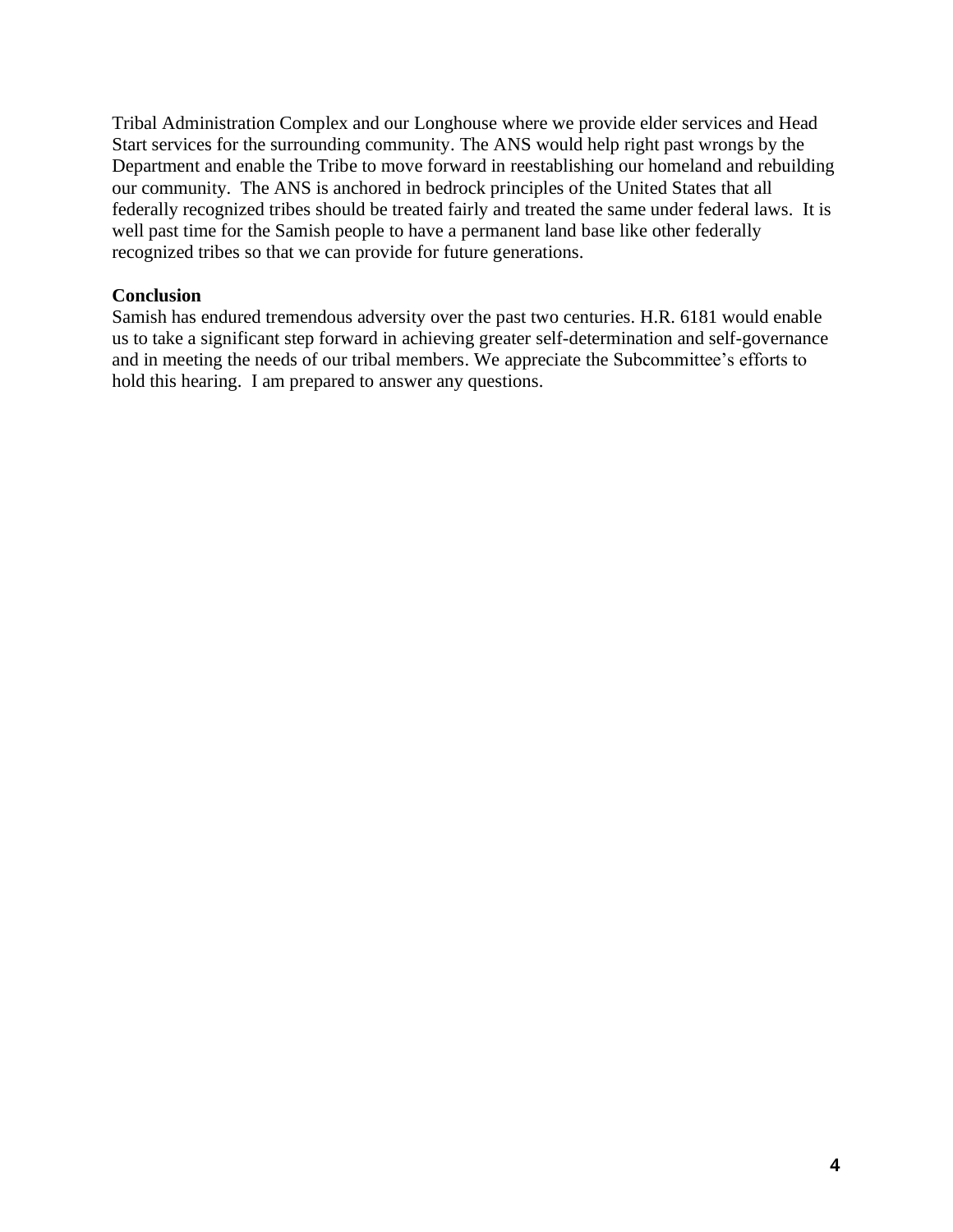Tribal Administration Complex and our Longhouse where we provide elder services and Head Start services for the surrounding community. The ANS would help right past wrongs by the Department and enable the Tribe to move forward in reestablishing our homeland and rebuilding our community. The ANS is anchored in bedrock principles of the United States that all federally recognized tribes should be treated fairly and treated the same under federal laws. It is well past time for the Samish people to have a permanent land base like other federally recognized tribes so that we can provide for future generations.

**Conclusion**

Samish has endured tremendous adversity over the past two centuries. H.R. 6181 would enable us to take a significant step forward in achieving greater self-determination and self-governance and in meeting the needs of our tribal members. We appreciate the Subcommittee's efforts to hold this hearing. I am prepared to answer any questions.